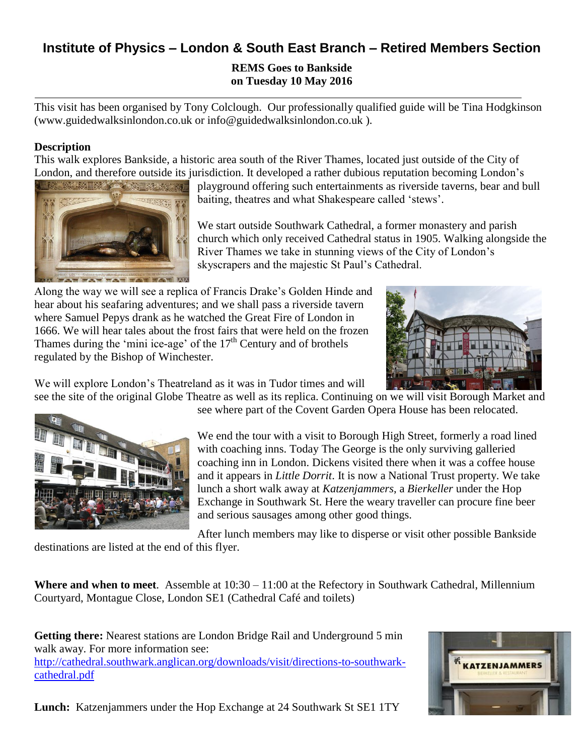# Institute of Physics – London & South East Branch – Retired Members Section

**REMS Goes to Bankside**
**on Tuesday 10 May 2016**

---

This visit has been organised by Tony Colclough. Our professionally qualified guide will be Tina Hodgkinson (www.guidedwalksinlondon.co.uk or info@guidedwalksinlondon.co.uk ).

**Description**

This walk explores Bankside, a historic area south of the River Thames, located just outside of the City of London, and therefore outside its jurisdiction. It developed a rather dubious reputation becoming London's playground offering such entertainments as riverside taverns, bear and bull baiting, theatres and what Shakespeare called 'stews'.

We start outside Southwark Cathedral, a former monastery and parish church which only received Cathedral status in 1905. Walking alongside the River Thames we take in stunning views of the City of London's skyscrapers and the majestic St Paul's Cathedral.

Along the way we will see a replica of Francis Drake's Golden Hinde and hear about his seafaring adventures; and we shall pass a riverside tavern where Samuel Pepys drank as he watched the Great Fire of London in 1666. We will hear tales about the frost fairs that were held on the frozen Thames during the 'mini ice-age' of the 17th Century and of brothels regulated by the Bishop of Winchester.

We will explore London's Theatreland as it was in Tudor times and will see the site of the original Globe Theatre as well as its replica. Continuing on we will visit Borough Market and see where part of the Covent Garden Opera House has been relocated.

We end the tour with a visit to Borough High Street, formerly a road lined with coaching inns. Today The George is the only surviving galleried coaching inn in London. Dickens visited there when it was a coffee house and it appears in *Little Dorrit*. It is now a National Trust property. We take lunch a short walk away at *Katzenjammers*, a *Bierkeller* under the Hop Exchange in Southwark St. Here the weary traveller can procure fine beer and serious sausages among other good things.

After lunch members may like to disperse or visit other possible Bankside destinations are listed at the end of this flyer.

**Where and when to meet**. Assemble at 10:30 – 11:00 at the Refectory in Southwark Cathedral, Millennium Courtyard, Montague Close, London SE1 (Cathedral Café and toilets)

**Getting there:** Nearest stations are London Bridge Rail and Underground 5 min walk away. For more information see:
http://cathedral.southwark.anglican.org/downloads/visit/directions-to-southwark-cathedral.pdf

**Lunch:** Katzenjammers under the Hop Exchange at 24 Southwark St SE1 1TY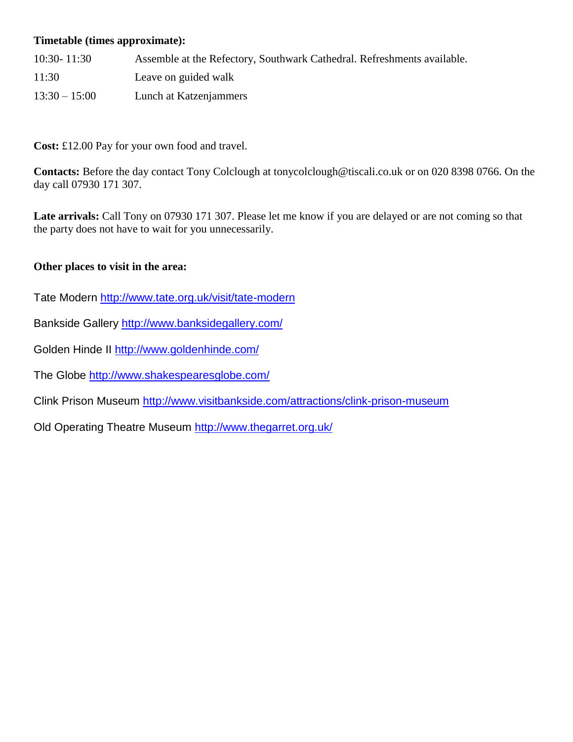**Timetable (times approximate):**

| | |
|---|---|
| 10:30- 11:30 | Assemble at the Refectory, Southwark Cathedral. Refreshments available. |
| 11:30 | Leave on guided walk |
| 13:30 – 15:00 | Lunch at Katzenjammers |

**Cost:** £12.00 Pay for your own food and travel.

**Contacts:** Before the day contact Tony Colclough at tonycolclough@tiscali.co.uk or on 020 8398 0766. On the day call 07930 171 307.

**Late arrivals:** Call Tony on 07930 171 307. Please let me know if you are delayed or are not coming so that the party does not have to wait for you unnecessarily.

**Other places to visit in the area:**

Tate Modern http://www.tate.org.uk/visit/tate-modern

Bankside Gallery http://www.banksidegallery.com/

Golden Hinde II http://www.goldenhinde.com/

The Globe http://www.shakespearesglobe.com/

Clink Prison Museum http://www.visitbankside.com/attractions/clink-prison-museum

Old Operating Theatre Museum http://www.thegarret.org.uk/